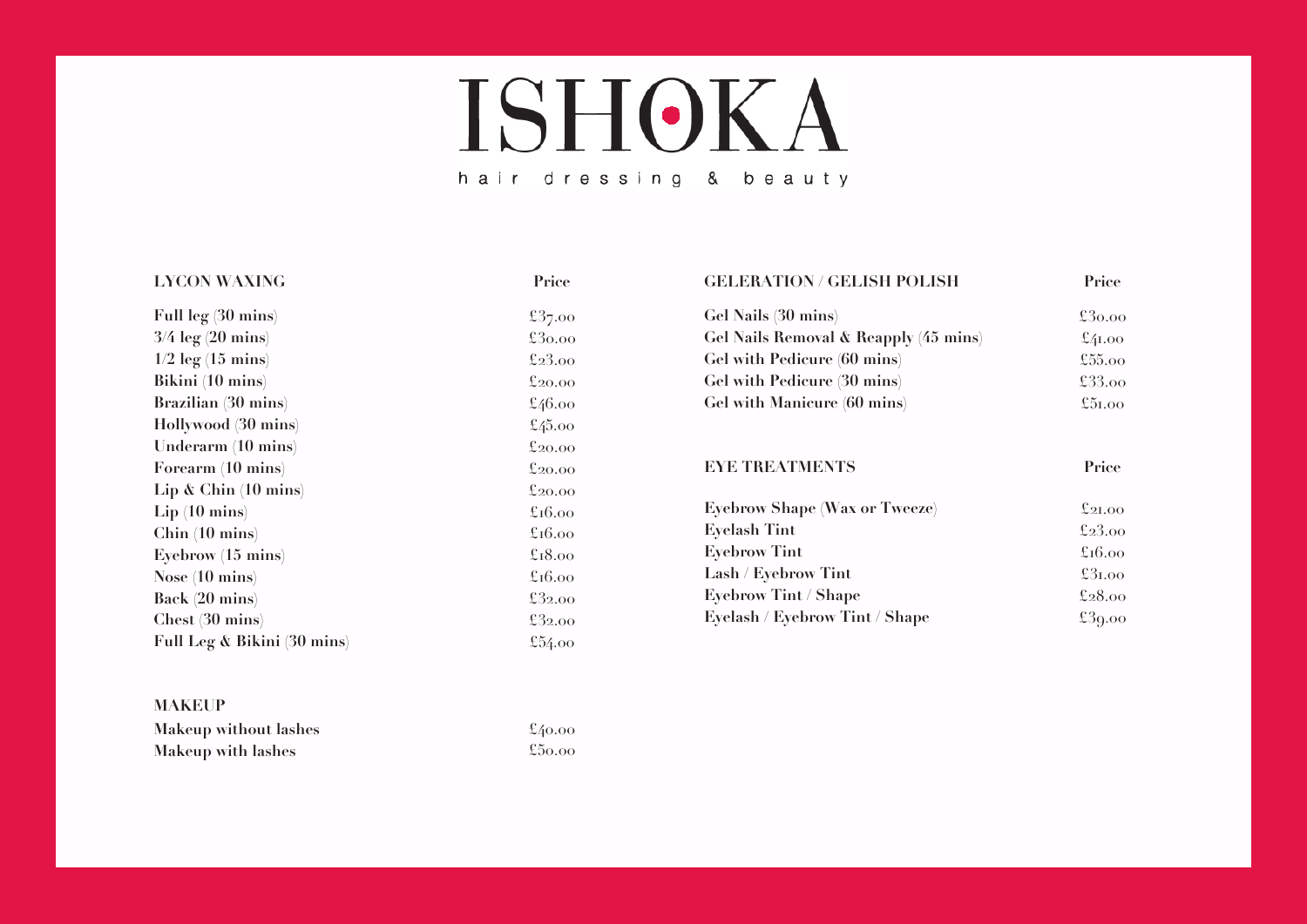# ISHOKA

hair dressing & beauty

| LYCON WAXING | Price |
|---|---|
| Full leg (30 mins) | £37.00 |
| 3/4 leg (20 mins) | £30.00 |
| 1/2 leg (15 mins) | £23.00 |
| Bikini (10 mins) | £20.00 |
| Brazilian (30 mins) | £46.00 |
| Hollywood (30 mins) | £45.00 |
| Underarm (10 mins) | £20.00 |
| Forearm (10 mins) | £20.00 |
| Lip & Chin (10 mins) | £20.00 |
| Lip (10 mins) | £16.00 |
| Chin (10 mins) | £16.00 |
| Eyebrow (15 mins) | £18.00 |
| Nose (10 mins) | £16.00 |
| Back (20 mins) | £32.00 |
| Chest (30 mins) | £32.00 |
| Full Leg & Bikini (30 mins) | £54.00 |

| MAKEUP | |
|---|---|
| Makeup without lashes | £40.00 |
| Makeup with lashes | £50.00 |

| GELERATION / GELISH POLISH | Price |
|---|---|
| Gel Nails (30 mins) | £30.00 |
| Gel Nails Removal & Reapply (45 mins) | £41.00 |
| Gel with Pedicure (60 mins) | £55.00 |
| Gel with Pedicure (30 mins) | £33.00 |
| Gel with Manicure (60 mins) | £51.00 |

| EYE TREATMENTS | Price |
|---|---|
| Eyebrow Shape (Wax or Tweeze) | £21.00 |
| Eyelash Tint | £23.00 |
| Eyebrow Tint | £16.00 |
| Lash / Eyebrow Tint | £31.00 |
| Eyebrow Tint / Shape | £28.00 |
| Eyelash / Eyebrow Tint / Shape | £39.00 |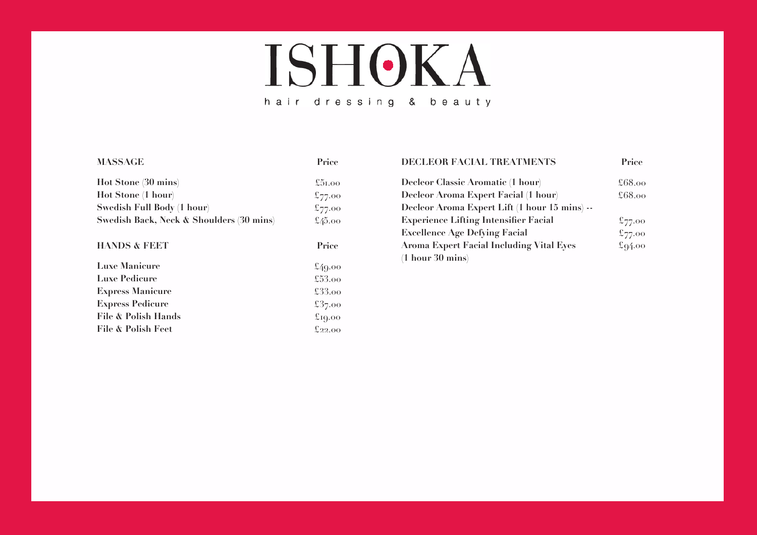# ISHOKA

hair dressing & beauty

| MASSAGE | Price |
|---|---|
| Hot Stone (30 mins) | £51.00 |
| Hot Stone (1 hour) | £77.00 |
| Swedish Full Body (1 hour) | £77.00 |
| Swedish Back, Neck & Shoulders (30 mins) | £45.00 |

| HANDS & FEET | Price |
|---|---|
| Luxe Manicure | £49.00 |
| Luxe Pedicure | £53.00 |
| Express Manicure | £33.00 |
| Express Pedicure | £37.00 |
| File & Polish Hands | £19.00 |
| File & Polish Feet | £22.00 |

| DECLEOR FACIAL TREATMENTS | Price |
|---|---|
| Decleor Classic Aromatic (1 hour) | £68.00 |
| Decleor Aroma Expert Facial (1 hour) | £68.00 |
| Decleor Aroma Expert Lift (1 hour 15 mins) -- | |
| Experience Lifting Intensifier Facial | £77.00 |
| Excellence Age Defying Facial | £77.00 |
| Aroma Expert Facial Including Vital Eyes (1 hour 30 mins) | £94.00 |